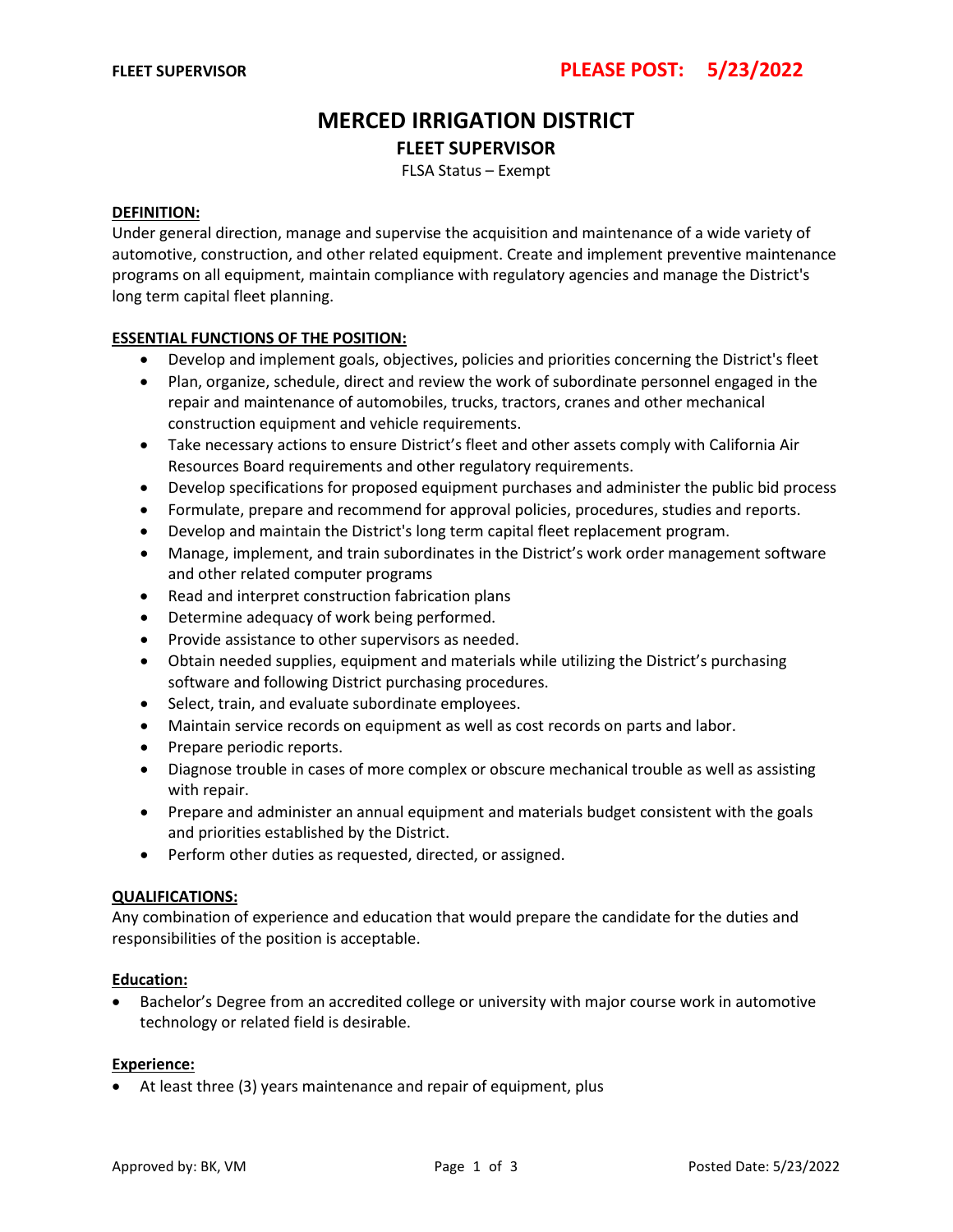**FLEET SUPERVISOR** **PLEASE POST: 5/23/2022**

# MERCED IRRIGATION DISTRICT

## FLEET SUPERVISOR

FLSA Status – Exempt

**DEFINITION:**

Under general direction, manage and supervise the acquisition and maintenance of a wide variety of automotive, construction, and other related equipment. Create and implement preventive maintenance programs on all equipment, maintain compliance with regulatory agencies and manage the District's long term capital fleet planning.

**ESSENTIAL FUNCTIONS OF THE POSITION:**

- Develop and implement goals, objectives, policies and priorities concerning the District's fleet
- Plan, organize, schedule, direct and review the work of subordinate personnel engaged in the repair and maintenance of automobiles, trucks, tractors, cranes and other mechanical construction equipment and vehicle requirements.
- Take necessary actions to ensure District's fleet and other assets comply with California Air Resources Board requirements and other regulatory requirements.
- Develop specifications for proposed equipment purchases and administer the public bid process
- Formulate, prepare and recommend for approval policies, procedures, studies and reports.
- Develop and maintain the District's long term capital fleet replacement program.
- Manage, implement, and train subordinates in the District's work order management software and other related computer programs
- Read and interpret construction fabrication plans
- Determine adequacy of work being performed.
- Provide assistance to other supervisors as needed.
- Obtain needed supplies, equipment and materials while utilizing the District's purchasing software and following District purchasing procedures.
- Select, train, and evaluate subordinate employees.
- Maintain service records on equipment as well as cost records on parts and labor.
- Prepare periodic reports.
- Diagnose trouble in cases of more complex or obscure mechanical trouble as well as assisting with repair.
- Prepare and administer an annual equipment and materials budget consistent with the goals and priorities established by the District.
- Perform other duties as requested, directed, or assigned.

**QUALIFICATIONS:**

Any combination of experience and education that would prepare the candidate for the duties and responsibilities of the position is acceptable.

**Education:**

- Bachelor's Degree from an accredited college or university with major course work in automotive technology or related field is desirable.

**Experience:**

- At least three (3) years maintenance and repair of equipment, plus

Approved by: BK, VM Posted Date: 5/23/2022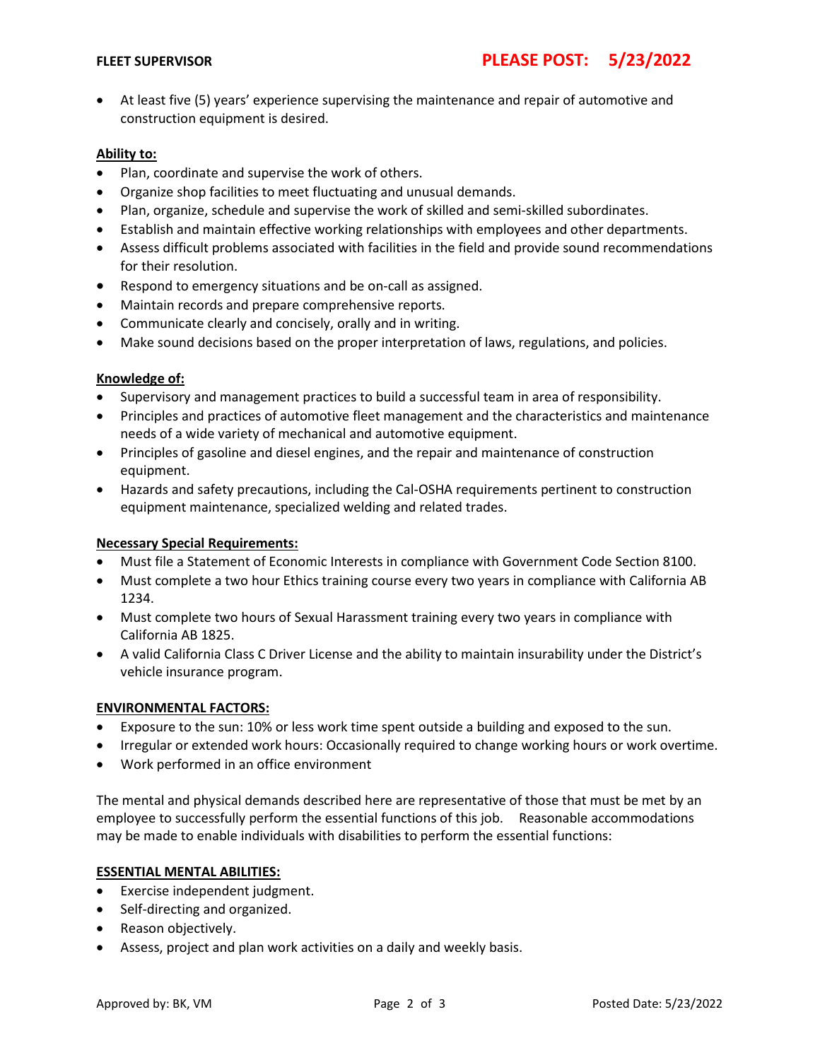- At least five (5) years' experience supervising the maintenance and repair of automotive and construction equipment is desired.

**Ability to:**

- Plan, coordinate and supervise the work of others.
- Organize shop facilities to meet fluctuating and unusual demands.
- Plan, organize, schedule and supervise the work of skilled and semi-skilled subordinates.
- Establish and maintain effective working relationships with employees and other departments.
- Assess difficult problems associated with facilities in the field and provide sound recommendations for their resolution.
- Respond to emergency situations and be on-call as assigned.
- Maintain records and prepare comprehensive reports.
- Communicate clearly and concisely, orally and in writing.
- Make sound decisions based on the proper interpretation of laws, regulations, and policies.

**Knowledge of:**

- Supervisory and management practices to build a successful team in area of responsibility.
- Principles and practices of automotive fleet management and the characteristics and maintenance needs of a wide variety of mechanical and automotive equipment.
- Principles of gasoline and diesel engines, and the repair and maintenance of construction equipment.
- Hazards and safety precautions, including the Cal-OSHA requirements pertinent to construction equipment maintenance, specialized welding and related trades.

**Necessary Special Requirements:**

- Must file a Statement of Economic Interests in compliance with Government Code Section 8100.
- Must complete a two hour Ethics training course every two years in compliance with California AB 1234.
- Must complete two hours of Sexual Harassment training every two years in compliance with California AB 1825.
- A valid California Class C Driver License and the ability to maintain insurability under the District's vehicle insurance program.

**ENVIRONMENTAL FACTORS:**

- Exposure to the sun: 10% or less work time spent outside a building and exposed to the sun.
- Irregular or extended work hours: Occasionally required to change working hours or work overtime.
- Work performed in an office environment

The mental and physical demands described here are representative of those that must be met by an employee to successfully perform the essential functions of this job. Reasonable accommodations may be made to enable individuals with disabilities to perform the essential functions:

**ESSENTIAL MENTAL ABILITIES:**

- Exercise independent judgment.
- Self-directing and organized.
- Reason objectively.
- Assess, project and plan work activities on a daily and weekly basis.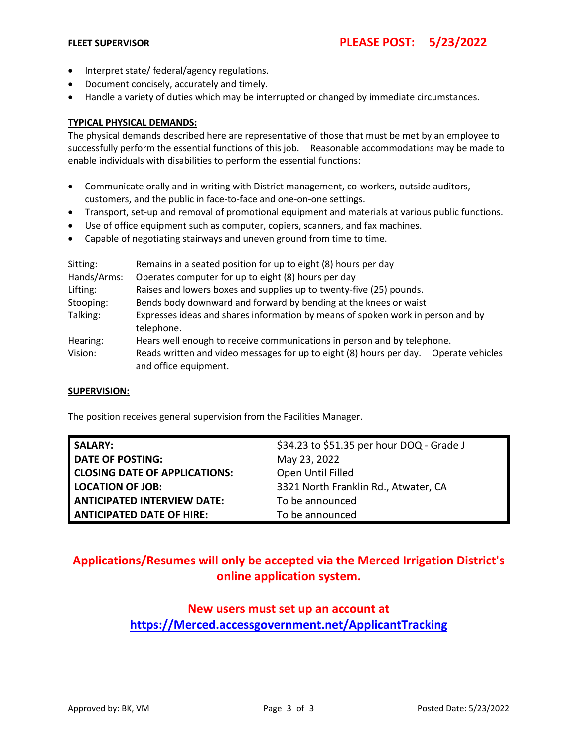- Interpret state/ federal/agency regulations.
- Document concisely, accurately and timely.
- Handle a variety of duties which may be interrupted or changed by immediate circumstances.

**TYPICAL PHYSICAL DEMANDS:**

The physical demands described here are representative of those that must be met by an employee to successfully perform the essential functions of this job. Reasonable accommodations may be made to enable individuals with disabilities to perform the essential functions:

- Communicate orally and in writing with District management, co-workers, outside auditors, customers, and the public in face-to-face and one-on-one settings.
- Transport, set-up and removal of promotional equipment and materials at various public functions.
- Use of office equipment such as computer, copiers, scanners, and fax machines.
- Capable of negotiating stairways and uneven ground from time to time.

| | |
|---|---|
| Sitting: | Remains in a seated position for up to eight (8) hours per day |
| Hands/Arms: | Operates computer for up to eight (8) hours per day |
| Lifting: | Raises and lowers boxes and supplies up to twenty-five (25) pounds. |
| Stooping: | Bends body downward and forward by bending at the knees or waist |
| Talking: | Expresses ideas and shares information by means of spoken work in person and by telephone. |
| Hearing: | Hears well enough to receive communications in person and by telephone. |
| Vision: | Reads written and video messages for up to eight (8) hours per day. Operate vehicles and office equipment. |

**SUPERVISION:**

The position receives general supervision from the Facilities Manager.

| | |
|---|---|
| **SALARY:** | $34.23 to $51.35 per hour DOQ - Grade J |
| **DATE OF POSTING:** | May 23, 2022 |
| **CLOSING DATE OF APPLICATIONS:** | Open Until Filled |
| **LOCATION OF JOB:** | 3321 North Franklin Rd., Atwater, CA |
| **ANTICIPATED INTERVIEW DATE:** | To be announced |
| **ANTICIPATED DATE OF HIRE:** | To be announced |

**Applications/Resumes will only be accepted via the Merced Irrigation District's online application system.**

**New users must set up an account at https://Merced.accessgovernment.net/ApplicantTracking**

Approved by: BK, VM